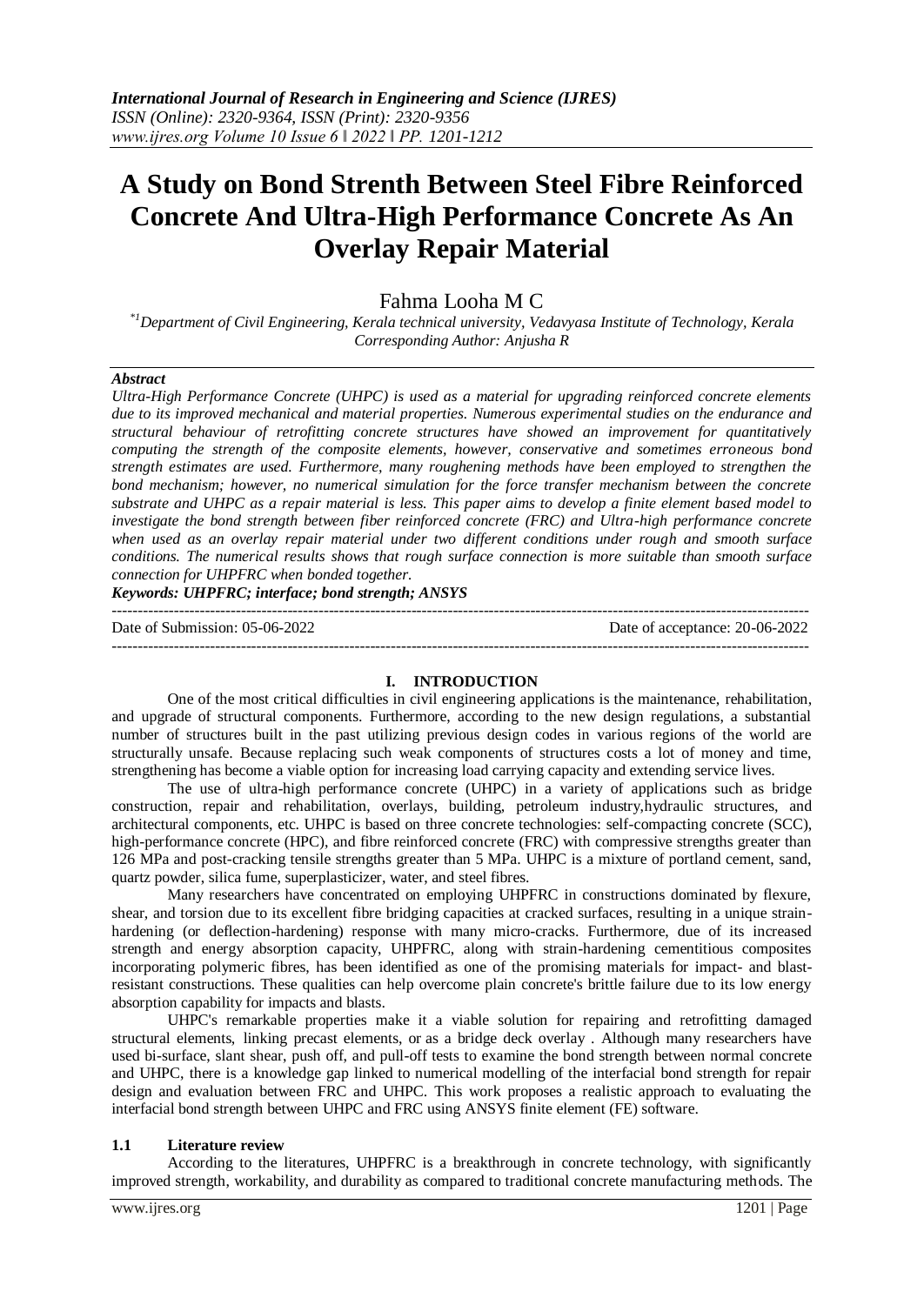# A Study on Bond Strenth Between Steel Fibre Reinforced Concrete And Ultra-High Performance Concrete As An Overlay Repair Material

Fahma Looha M C

[*1]*Department of Civil Engineering, Kerala technical university, Vedavyasa Institute of Technology, Kerala*
*Corresponding Author: Anjusha R*

***Abstract***

*Ultra-High Performance Concrete (UHPC) is used as a material for upgrading reinforced concrete elements due to its improved mechanical and material properties. Numerous experimental studies on the endurance and structural behaviour of retrofitting concrete structures have showed an improvement for quantitatively computing the strength of the composite elements, however, conservative and sometimes erroneous bond strength estimates are used. Furthermore, many roughening methods have been employed to strengthen the bond mechanism; however, no numerical simulation for the force transfer mechanism between the concrete substrate and UHPC as a repair material is less. This paper aims to develop a finite element based model to investigate the bond strength between fiber reinforced concrete (FRC) and Ultra-high performance concrete when used as an overlay repair material under two different conditions under rough and smooth surface conditions. The numerical results shows that rough surface connection is more suitable than smooth surface connection for UHPFRC when bonded together.*

***Keywords: UHPFRC; interface; bond strength; ANSYS***

---

Date of Submission: 05-06-2022 Date of acceptance: 20-06-2022

---

## I. INTRODUCTION

One of the most critical difficulties in civil engineering applications is the maintenance, rehabilitation, and upgrade of structural components. Furthermore, according to the new design regulations, a substantial number of structures built in the past utilizing previous design codes in various regions of the world are structurally unsafe. Because replacing such weak components of structures costs a lot of money and time, strengthening has become a viable option for increasing load carrying capacity and extending service lives.

The use of ultra-high performance concrete (UHPC) in a variety of applications such as bridge construction, repair and rehabilitation, overlays, building, petroleum industry,hydraulic structures, and architectural components, etc. UHPC is based on three concrete technologies: self-compacting concrete (SCC), high-performance concrete (HPC), and fibre reinforced concrete (FRC) with compressive strengths greater than 126 MPa and post-cracking tensile strengths greater than 5 MPa. UHPC is a mixture of portland cement, sand, quartz powder, silica fume, superplasticizer, water, and steel fibres.

Many researchers have concentrated on employing UHPFRC in constructions dominated by flexure, shear, and torsion due to its excellent fibre bridging capacities at cracked surfaces, resulting in a unique strain-hardening (or deflection-hardening) response with many micro-cracks. Furthermore, due to its increased strength and energy absorption capacity, UHPFRC, along with strain-hardening cementitious composites incorporating polymeric fibres, has been identified as one of the promising materials for impact- and blast-resistant constructions. These qualities can help overcome plain concrete's brittle failure due to its low energy absorption capability for impacts and blasts.

UHPC's remarkable properties make it a viable solution for repairing and retrofitting damaged structural elements, linking precast elements, or as a bridge deck overlay . Although many researchers have used bi-surface, slant shear, push off, and pull-off tests to examine the bond strength between normal concrete and UHPC, there is a knowledge gap linked to numerical modelling of the interfacial bond strength for repair design and evaluation between FRC and UHPC. This work proposes a realistic approach to evaluating the interfacial bond strength between UHPC and FRC using ANSYS finite element (FE) software.

### 1.1 Literature review

According to the literatures, UHPFRC is a breakthrough in concrete technology, with significantly improved strength, workability, and durability as compared to traditional concrete manufacturing methods. The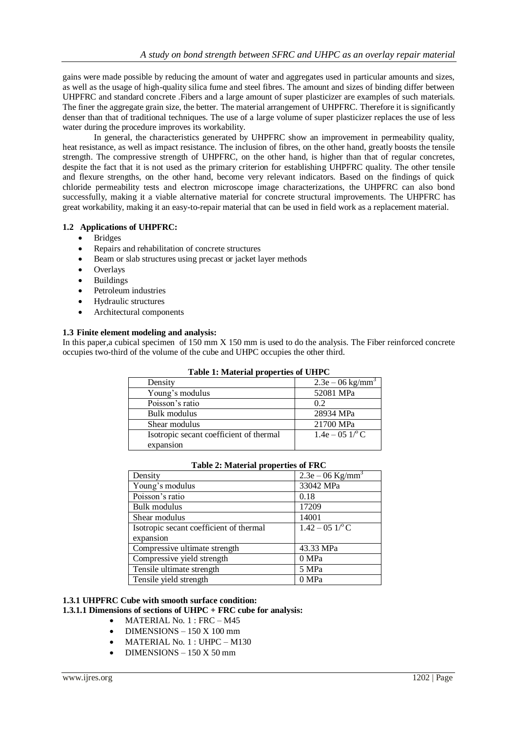gains were made possible by reducing the amount of water and aggregates used in particular amounts and sizes, as well as the usage of high-quality silica fume and steel fibres. The amount and sizes of binding differ between UHPFRC and standard concrete .Fibers and a large amount of super plasticizer are examples of such materials. The finer the aggregate grain size, the better. The material arrangement of UHPFRC. Therefore it is significantly denser than that of traditional techniques. The use of a large volume of super plasticizer replaces the use of less water during the procedure improves its workability.

In general, the characteristics generated by UHPFRC show an improvement in permeability quality, heat resistance, as well as impact resistance. The inclusion of fibres, on the other hand, greatly boosts the tensile strength. The compressive strength of UHPFRC, on the other hand, is higher than that of regular concretes, despite the fact that it is not used as the primary criterion for establishing UHPFRC quality. The other tensile and flexure strengths, on the other hand, become very relevant indicators. Based on the findings of quick chloride permeability tests and electron microscope image characterizations, the UHPFRC can also bond successfully, making it a viable alternative material for concrete structural improvements. The UHPFRC has great workability, making it an easy-to-repair material that can be used in field work as a replacement material.

### 1.2 Applications of UHPFRC:

- Bridges
- Repairs and rehabilitation of concrete structures
- Beam or slab structures using precast or jacket layer methods
- Overlays
- Buildings
- Petroleum industries
- Hydraulic structures
- Architectural components

### 1.3 Finite element modeling and analysis:

In this paper,a cubical specimen of 150 mm X 150 mm is used to do the analysis. The Fiber reinforced concrete occupies two-third of the volume of the cube and UHPC occupies the other third.

**Table 1: Material properties of UHPC**

| Property | Value |
|---|---|
| Density | 2.3e – 06 kg/mm$^3$ |
| Young's modulus | 52081 MPa |
| Poisson's ratio | 0.2 |
| Bulk modulus | 28934 MPa |
| Shear modulus | 21700 MPa |
| Isotropic secant coefficient of thermal expansion | 1.4e – 05 1/$^o$C |

**Table 2: Material properties of FRC**

| Property | Value |
|---|---|
| Density | 2.3e – 06 Kg/mm$^3$ |
| Young's modulus | 33042 MPa |
| Poisson's ratio | 0.18 |
| Bulk modulus | 17209 |
| Shear modulus | 14001 |
| Isotropic secant coefficient of thermal expansion | 1.42 – 05 1/$^o$C |
| Compressive ultimate strength | 43.33 MPa |
| Compressive yield strength | 0 MPa |
| Tensile ultimate strength | 5 MPa |
| Tensile yield strength | 0 MPa |

#### 1.3.1 UHPFRC Cube with smooth surface condition:

##### 1.3.1.1 Dimensions of sections of UHPC + FRC cube for analysis:

- MATERIAL No. 1 : FRC – M45
- DIMENSIONS – 150 X 100 mm
- MATERIAL No. 1 : UHPC – M130
- DIMENSIONS – 150 X 50 mm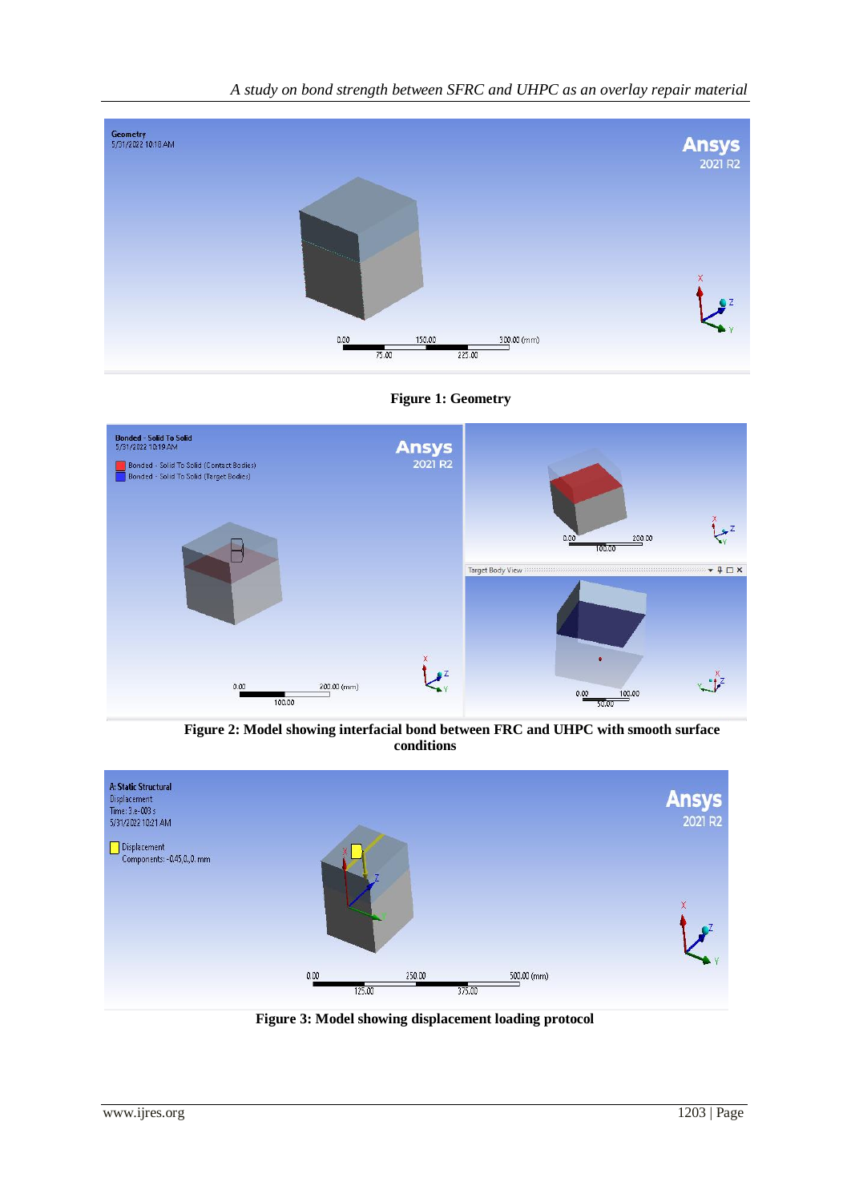**Figure 1: Geometry**

**Figure 2: Model showing interfacial bond between FRC and UHPC with smooth surface conditions**

**Figure 3: Model showing displacement loading protocol**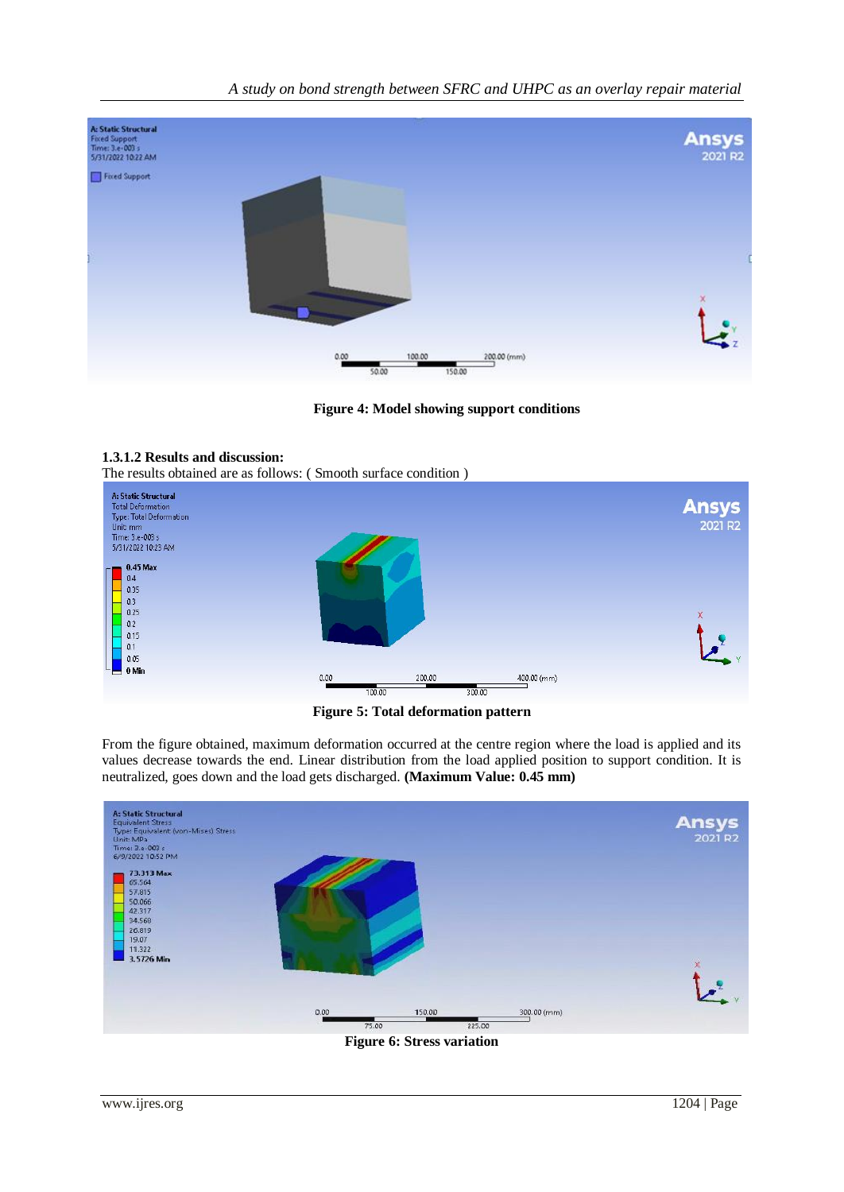Figure 4: Model showing support conditions

### 1.3.1.2 Results and discussion:

The results obtained are as follows: ( Smooth surface condition )

Figure 5: Total deformation pattern

From the figure obtained, maximum deformation occurred at the centre region where the load is applied and its values decrease towards the end. Linear distribution from the load applied position to support condition. It is neutralized, goes down and the load gets discharged. **(Maximum Value: 0.45 mm)**

Figure 6: Stress variation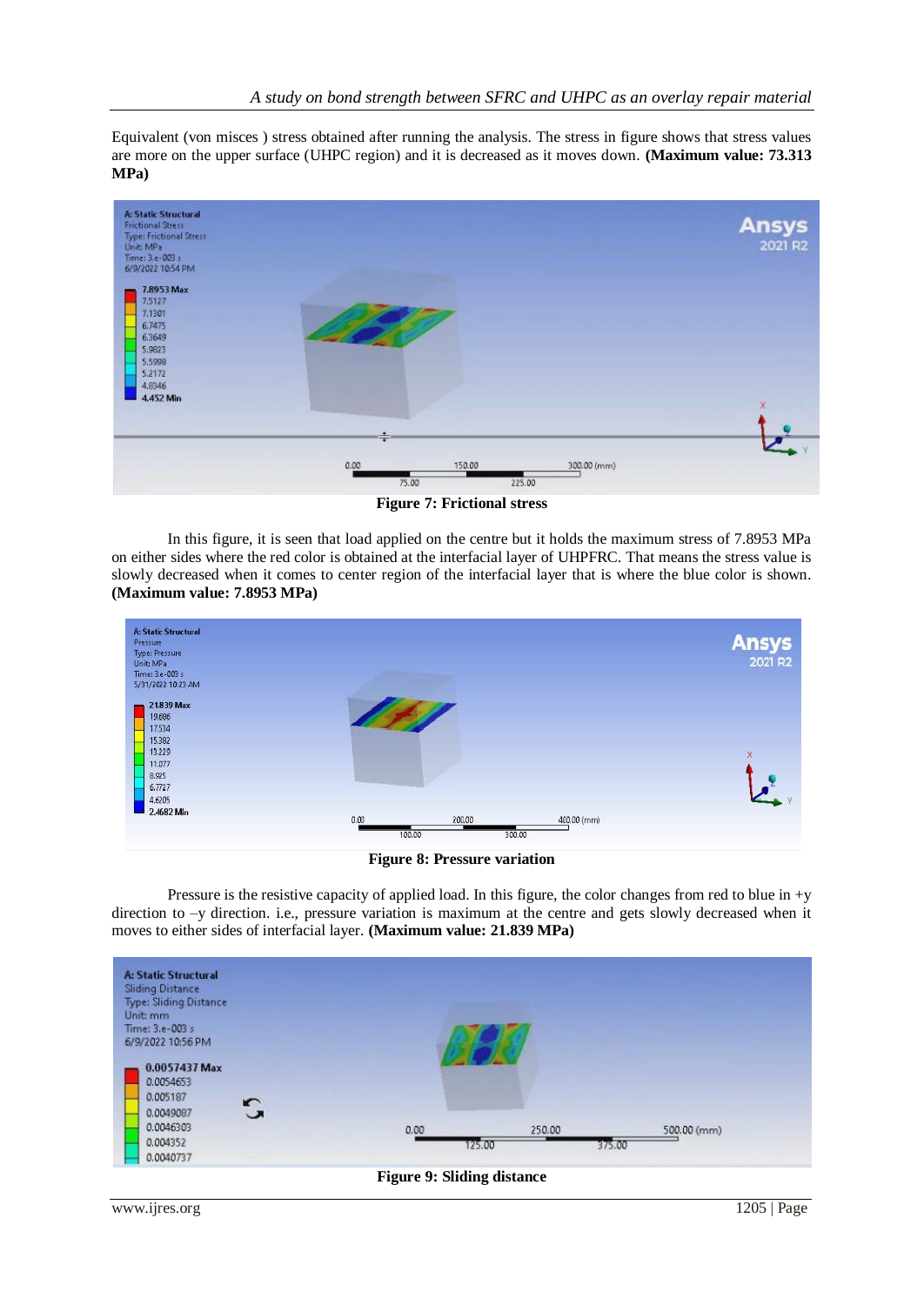Equivalent (von misces ) stress obtained after running the analysis. The stress in figure shows that stress values are more on the upper surface (UHPC region) and it is decreased as it moves down. **(Maximum value: 73.313 MPa)**

**Figure 7: Frictional stress**

In this figure, it is seen that load applied on the centre but it holds the maximum stress of 7.8953 MPa on either sides where the red color is obtained at the interfacial layer of UHPFRC. That means the stress value is slowly decreased when it comes to center region of the interfacial layer that is where the blue color is shown. **(Maximum value: 7.8953 MPa)**

**Figure 8: Pressure variation**

Pressure is the resistive capacity of applied load. In this figure, the color changes from red to blue in +y direction to –y direction. i.e., pressure variation is maximum at the centre and gets slowly decreased when it moves to either sides of interfacial layer. **(Maximum value: 21.839 MPa)**

**Figure 9: Sliding distance**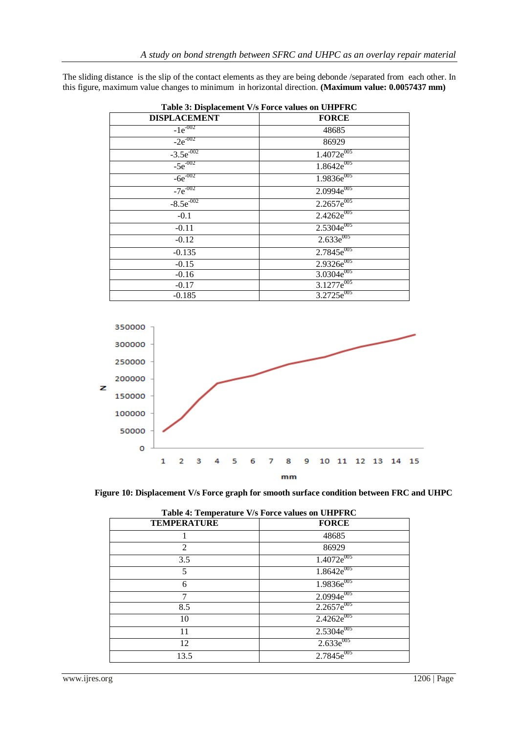The sliding distance is the slip of the contact elements as they are being debonde /separated from each other. In this figure, maximum value changes to minimum in horizontal direction. **(Maximum value: 0.0057437 mm)**

**Table 3: Displacement V/s Force values on UHPFRC**

| DISPLACEMENT | FORCE |
|---|---|
| $-1e^{-002}$ | 48685 |
| $-2e^{-002}$ | 86929 |
| $-3.5e^{-002}$ | $1.4072e^{005}$ |
| $-5e^{-002}$ | $1.8642e^{005}$ |
| $-6e^{-002}$ | $1.9836e^{005}$ |
| $-7e^{-002}$ | $2.0994e^{005}$ |
| $-8.5e^{-002}$ | $2.2657e^{005}$ |
| -0.1 | $2.4262e^{005}$ |
| -0.11 | $2.5304e^{005}$ |
| -0.12 | $2.633e^{005}$ |
| -0.135 | $2.7845e^{005}$ |
| -0.15 | $2.9326e^{005}$ |
| -0.16 | $3.0304e^{005}$ |
| -0.17 | $3.1277e^{005}$ |
| -0.185 | $3.2725e^{005}$ |

**Figure 10: Displacement V/s Force graph for smooth surface condition between FRC and UHPC**

**Table 4: Temperature V/s Force values on UHPFRC**

| TEMPERATURE | FORCE |
|---|---|
| 1 | 48685 |
| 2 | 86929 |
| 3.5 | $1.4072e^{005}$ |
| 5 | $1.8642e^{005}$ |
| 6 | $1.9836e^{005}$ |
| 7 | $2.0994e^{005}$ |
| 8.5 | $2.2657e^{005}$ |
| 10 | $2.4262e^{005}$ |
| 11 | $2.5304e^{005}$ |
| 12 | $2.633e^{005}$ |
| 13.5 | $2.7845e^{005}$ |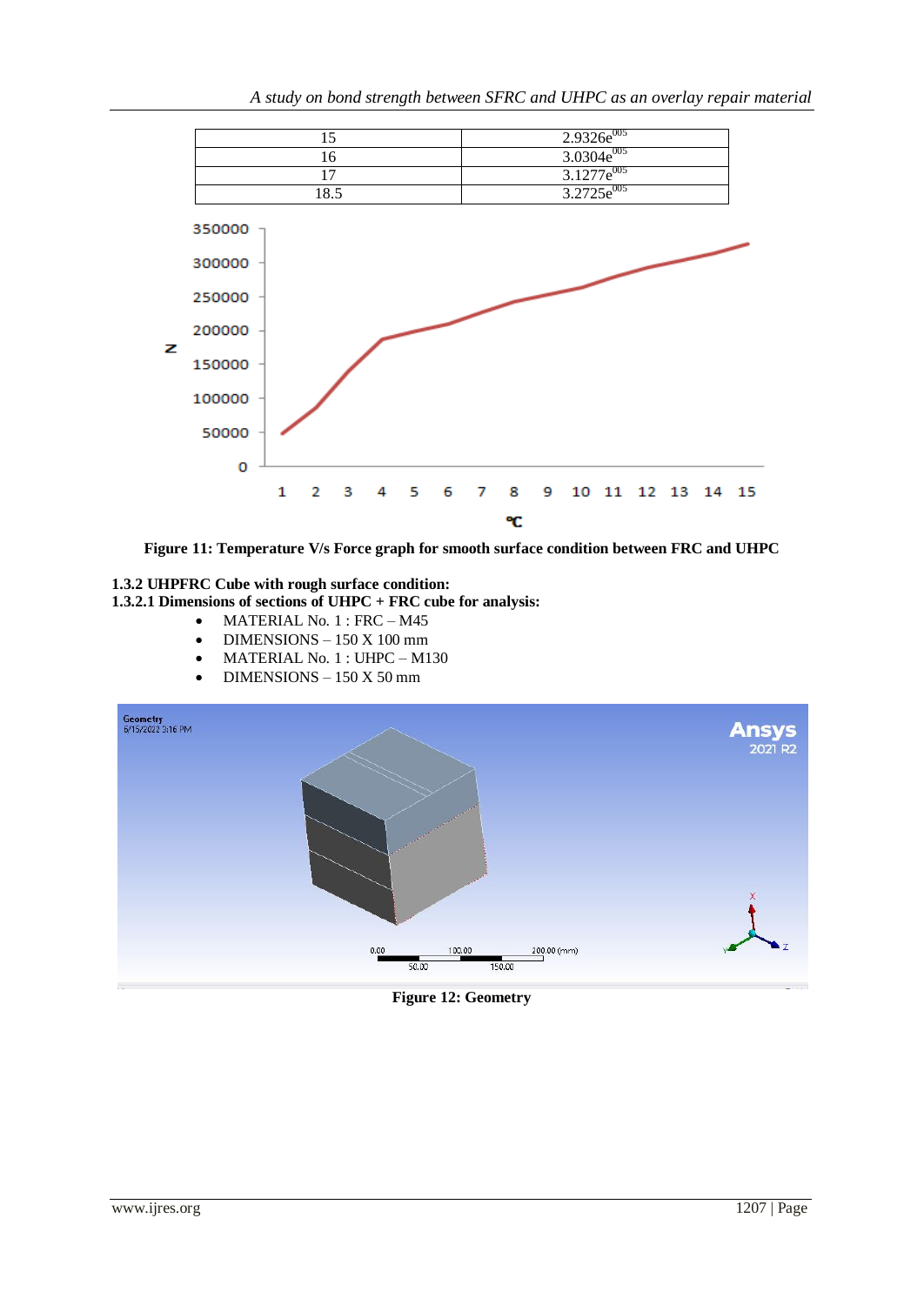| 15 | $2.9326e^{005}$ |
|---|---|
| 16 | $3.0304e^{005}$ |
| 17 | $3.1277e^{005}$ |
| 18.5 | $3.2725e^{005}$ |

**Figure 11: Temperature V/s Force graph for smooth surface condition between FRC and UHPC**

**1.3.2 UHPFRC Cube with rough surface condition:**

**1.3.2.1 Dimensions of sections of UHPC + FRC cube for analysis:**

- MATERIAL No. 1 : FRC – M45
- DIMENSIONS – 150 X 100 mm
- MATERIAL No. 1 : UHPC – M130
- DIMENSIONS – 150 X 50 mm

**Figure 12: Geometry**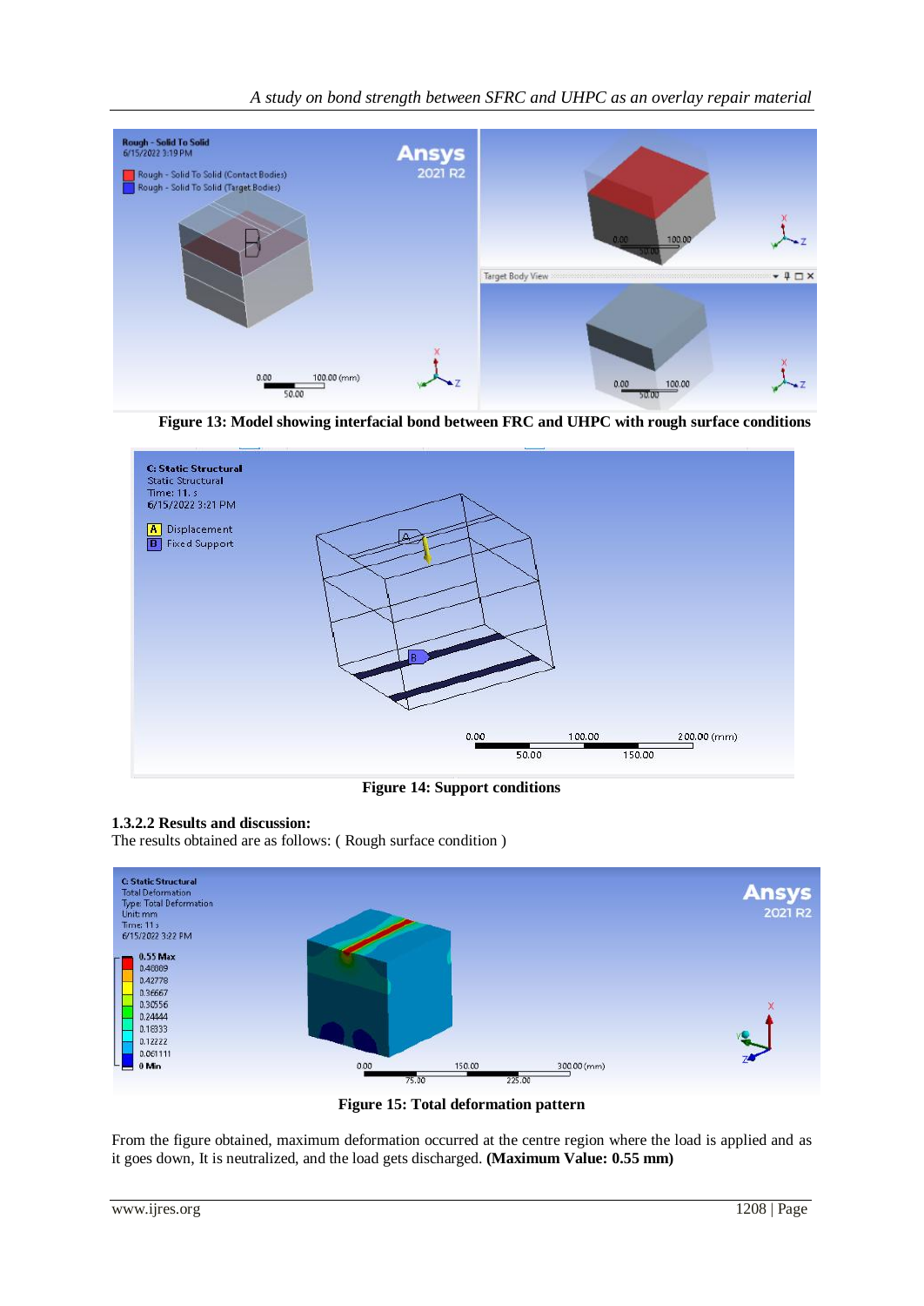**Figure 13: Model showing interfacial bond between FRC and UHPC with rough surface conditions**

**Figure 14: Support conditions**

#### 1.3.2.2 Results and discussion:

The results obtained are as follows: ( Rough surface condition )

**Figure 15: Total deformation pattern**

From the figure obtained, maximum deformation occurred at the centre region where the load is applied and as it goes down, It is neutralized, and the load gets discharged. **(Maximum Value: 0.55 mm)**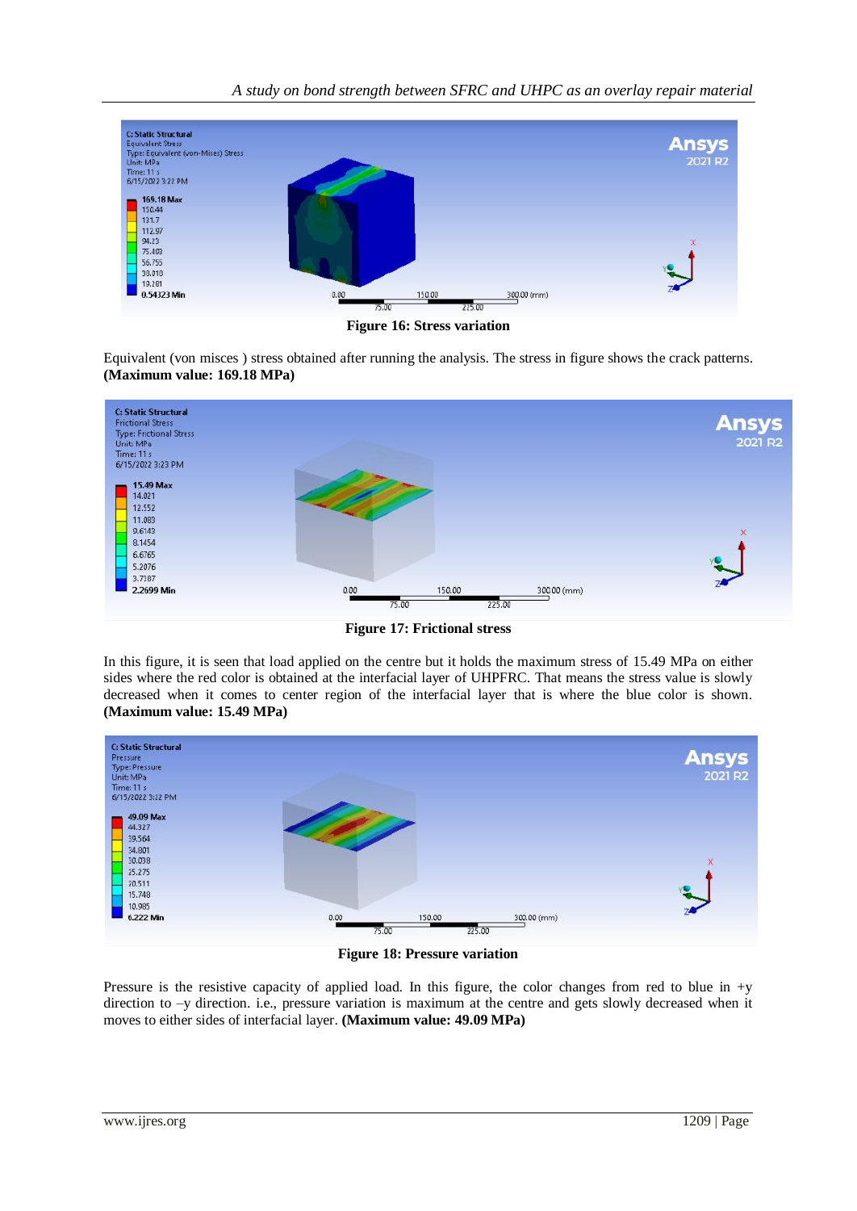**Figure 16: Stress variation**

Equivalent (von misces ) stress obtained after running the analysis. The stress in figure shows the crack patterns. **(Maximum value: 169.18 MPa)**

**Figure 17: Frictional stress**

In this figure, it is seen that load applied on the centre but it holds the maximum stress of 15.49 MPa on either sides where the red color is obtained at the interfacial layer of UHPFRC. That means the stress value is slowly decreased when it comes to center region of the interfacial layer that is where the blue color is shown. **(Maximum value: 15.49 MPa)**

**Figure 18: Pressure variation**

Pressure is the resistive capacity of applied load. In this figure, the color changes from red to blue in +y direction to –y direction. i.e., pressure variation is maximum at the centre and gets slowly decreased when it moves to either sides of interfacial layer. **(Maximum value: 49.09 MPa)**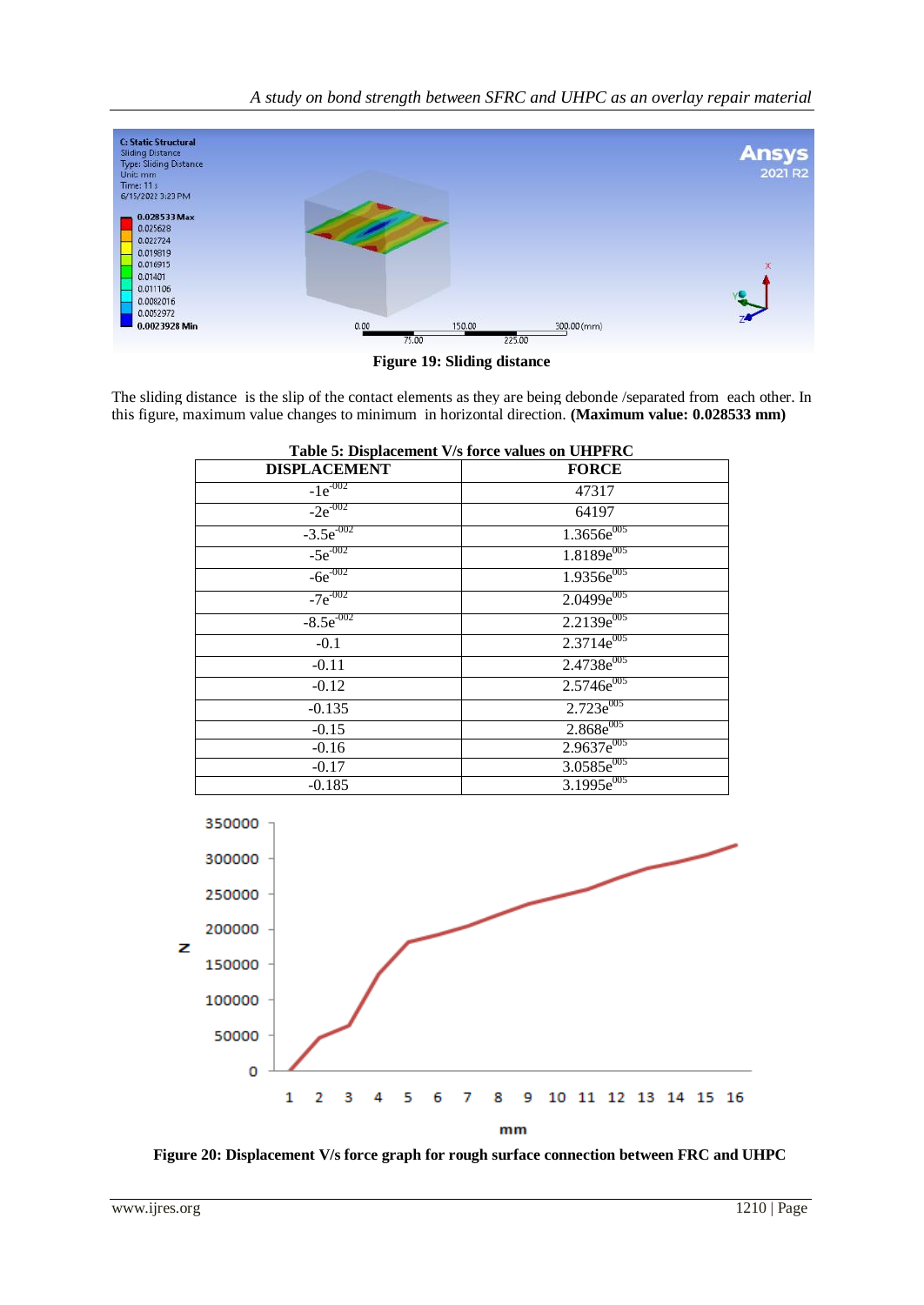Figure 19: Sliding distance

The sliding distance is the slip of the contact elements as they are being debonde /separated from each other. In this figure, maximum value changes to minimum in horizontal direction. **(Maximum value: 0.028533 mm)**

**Table 5: Displacement V/s force values on UHPFRC**

| DISPLACEMENT | FORCE |
|---|---|
| $-1e^{-002}$ | 47317 |
| $-2e^{-002}$ | 64197 |
| $-3.5e^{-002}$ | $1.3656e^{005}$ |
| $-5e^{-002}$ | $1.8189e^{005}$ |
| $-6e^{-002}$ | $1.9356e^{005}$ |
| $-7e^{-002}$ | $2.0499e^{005}$ |
| $-8.5e^{-002}$ | $2.2139e^{005}$ |
| -0.1 | $2.3714e^{005}$ |
| -0.11 | $2.4738e^{005}$ |
| -0.12 | $2.5746e^{005}$ |
| -0.135 | $2.723e^{005}$ |
| -0.15 | $2.868e^{005}$ |
| -0.16 | $2.9637e^{005}$ |
| -0.17 | $3.0585e^{005}$ |
| -0.185 | $3.1995e^{005}$ |

**Figure 20: Displacement V/s force graph for rough surface connection between FRC and UHPC**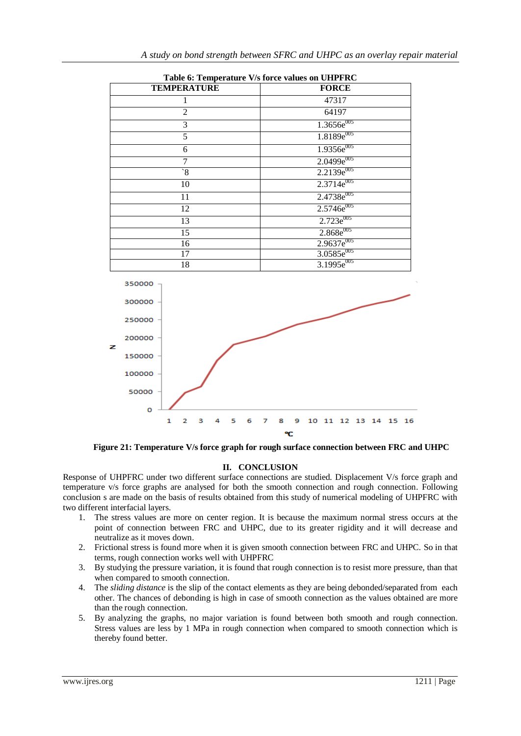**Table 6: Temperature V/s force values on UHPFRC**

| TEMPERATURE | FORCE |
|---|---|
| 1 | 47317 |
| 2 | 64197 |
| 3 | 1.3656e[005] |
| 5 | 1.8189e[005] |
| 6 | 1.9356e[005] |
| 7 | 2.0499e[005] |
| `8 | 2.2139e[005] |
| 10 | 2.3714e[005] |
| 11 | 2.4738e[005] |
| 12 | 2.5746e[005] |
| 13 | 2.723e[005] |
| 15 | 2.868e[005] |
| 16 | 2.9637e[005] |
| 17 | 3.0585e[005] |
| 18 | 3.1995e[005] |

**Figure 21: Temperature V/s force graph for rough surface connection between FRC and UHPC**

## II. CONCLUSION

Response of UHPFRC under two different surface connections are studied. Displacement V/s force graph and temperature v/s force graphs are analysed for both the smooth connection and rough connection. Following conclusion s are made on the basis of results obtained from this study of numerical modeling of UHPFRC with two different interfacial layers.

1. The stress values are more on center region. It is because the maximum normal stress occurs at the point of connection between FRC and UHPC, due to its greater rigidity and it will decrease and neutralize as it moves down.
2. Frictional stress is found more when it is given smooth connection between FRC and UHPC. So in that terms, rough connection works well with UHPFRC
3. By studying the pressure variation, it is found that rough connection is to resist more pressure, than that when compared to smooth connection.
4. The *sliding distance* is the slip of the contact elements as they are being debonded/separated from each other. The chances of debonding is high in case of smooth connection as the values obtained are more than the rough connection.
5. By analyzing the graphs, no major variation is found between both smooth and rough connection. Stress values are less by 1 MPa in rough connection when compared to smooth connection which is thereby found better.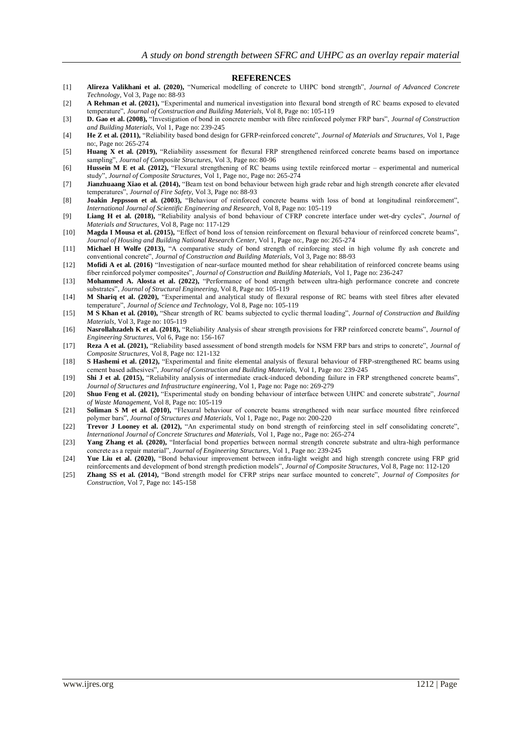## REFERENCES

[1] **Alireza Valikhani et al. (2020),** "Numerical modelling of concrete to UHPC bond strength", *Journal of Advanced Concrete Technology*, Vol 3, Page no: 88-93

[2] **A Rehman et al. (2021),** "Experimental and numerical investigation into flexural bond strength of RC beams exposed to elevated temperature", *Journal of Construction and Building Materials,* Vol 8, Page no: 105-119

[3] **D. Gao et al. (2008),** "Investigation of bond in concrete member with fibre reinforced polymer FRP bars", *Journal of Construction and Building Materials,* Vol 1, Page no: 239-245

[4] **He Z et al. (2011),** "Reliability based bond design for GFRP-reinforced concrete", *Journal of Materials and Structures,* Vol 1, Page no:, Page no: 265-274

[5] **Huang X et al. (2019),** "Reliability assessment for flexural FRP strengthened reinforced concrete beams based on importance sampling", *Journal of Composite Structures,* Vol 3, Page no: 80-96

[6] **Hussein M E et al. (2012),** "Flexural strengthening of RC beams using textile reinforced mortar – experimental and numerical study", *Journal of Composite Structures,* Vol 1, Page no:, Page no: 265-274

[7] **Jianzhuaang Xiao et al. (2014),** "Beam test on bond behaviour between high grade rebar and high strength concrete after elevated temperatures", *Journal of Fire Safety,* Vol 3, Page no: 88-93

[8] **Joakin Jeppsson et al. (2003),** "Behaviour of reinforced concrete beams with loss of bond at longitudinal reinforcement", *International Journal of Scientific Engineering and Research,* Vol 8, Page no: 105-119

[9] **Liang H et al. (2018),** "Reliability analysis of bond behaviour of CFRP concrete interface under wet-dry cycles", *Journal of Materials and Structures,* Vol 8, Page no: 117-129

[10] **Magda I Mousa et al. (2015),** "Effect of bond loss of tension reinforcement on flexural behaviour of reinforced concrete beams", *Journal of Housing and Building National Research Center,* Vol 1, Page no:, Page no: 265-274

[11] **Michael H Wolfe (2013),** "A comparative study of bond strength of reinforcing steel in high volume fly ash concrete and conventional concrete", *Journal of Construction and Building Materials,* Vol 3, Page no: 88-93

[12] **Mofidi A et al. (2016)** "Investigation of near-surface mounted method for shear rehabilitation of reinforced concrete beams using fiber reinforced polymer composites", *Journal of Construction and Building Materials,* Vol 1, Page no: 236-247

[13] **Mohammed A. Alosta et al. (2022),** "Performance of bond strength between ultra-high performance concrete and concrete substrates", *Journal of Structural Engineering,* Vol 8, Page no: 105-119

[14] **M Shariq et al. (2020),** "Experimental and analytical study of flexural response of RC beams with steel fibres after elevated temperature", *Journal of Science and Technology,* Vol 8, Page no: 105-119

[15] **M S Khan et al. (2010),** "Shear strength of RC beams subjected to cyclic thermal loading", *Journal of Construction and Building Materials,* Vol 3, Page no: 105-119

[16] **Nasrollahzadeh K et al. (2018),** "Reliability Analysis of shear strength provisions for FRP reinforced concrete beams", *Journal of Engineering Structures,* Vol 6, Page no: 156-167

[17] **Reza A et al. (2021),** "Reliability based assessment of bond strength models for NSM FRP bars and strips to concrete", *Journal of Composite Structures,* Vol 8, Page no: 121-132

[18] **S Hashemi et al. (2012),** "Experimental and finite elemental analysis of flexural behaviour of FRP-strengthened RC beams using cement based adhesives", *Journal of Construction and Building Materials,* Vol 1, Page no: 239-245

[19] **Shi J et al. (2015),** "Reliability analysis of intermediate crack-induced debonding failure in FRP strengthened concrete beams", *Journal of Structures and Infrastructure engineering,* Vol 1, Page no: Page no: 269-279

[20] **Shuo Feng et al. (2021),** "Experimental study on bonding behaviour of interface between UHPC and concrete substrate", *Journal of Waste Management,* Vol 8, Page no: 105-119

[21] **Soliman S M et al. (2010),** "Flexural behaviour of concrete beams strengthened with near surface mounted fibre reinforced polymer bars", *Journal of Structures and Materials,* Vol 1, Page no:, Page no: 200-220

[22] **Trevor J Looney et al. (2012),** "An experimental study on bond strength of reinforcing steel in self consolidating concrete", *International Journal of Concrete Structures and Materials,* Vol 1, Page no:, Page no: 265-274

[23] **Yang Zhang et al. (2020),** "Interfacial bond properties between normal strength concrete substrate and ultra-high performance concrete as a repair material", *Journal of Engineering Structures,* Vol 1, Page no: 239-245

[24] **Yue Liu et al. (2020),** "Bond behaviour improvement between infra-light weight and high strength concrete using FRP grid reinforcements and development of bond strength prediction models", *Journal of Composite Structures,* Vol 8, Page no: 112-120

[25] **Zhang SS et al. (2014),** "Bond strength model for CFRP strips near surface mounted to concrete", *Journal of Composites for Construction,* Vol 7, Page no: 145-158